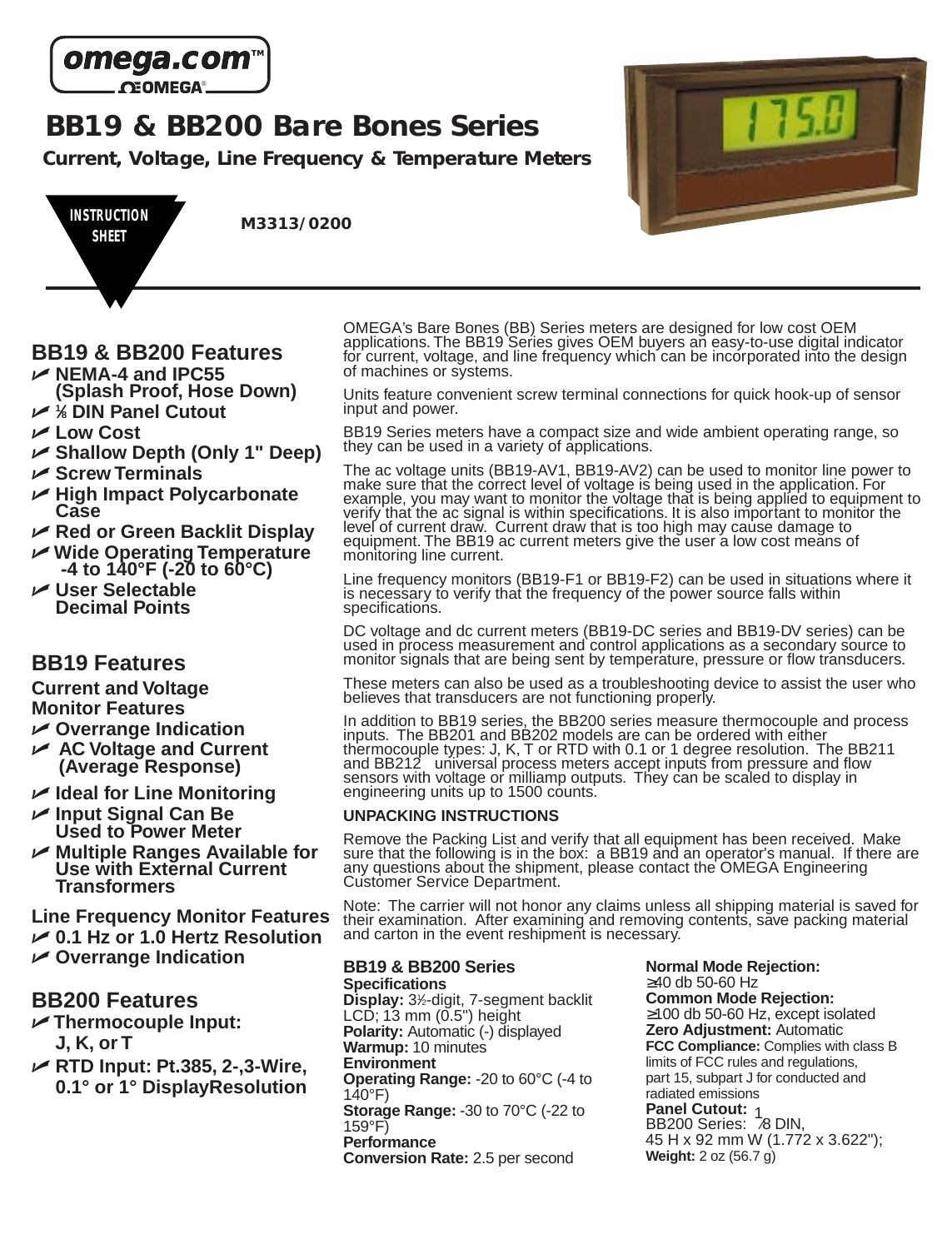omega.com™

# BB19 & BB200 Bare Bones Series

**Current, Voltage, Line Frequency & Temperature Meters**

INSTRUCTION SHEET

M3313/0200

## BB19 & BB200 Features

- **NEMA-4 and IPC55 (Splash Proof, Hose Down)**
- **⅛ DIN Panel Cutout**
- **Low Cost**
- **Shallow Depth (Only 1" Deep)**
- **Screw Terminals**
- **High Impact Polycarbonate Case**
- **Red or Green Backlit Display**
- **Wide Operating Temperature -4 to 140°F (-20 to 60°C)**
- **User Selectable Decimal Points**

## BB19 Features

**Current and Voltage Monitor Features**

- **Overrange Indication**
- **AC Voltage and Current (Average Response)**
- **Ideal for Line Monitoring**
- **Input Signal Can Be Used to Power Meter**
- **Multiple Ranges Available for Use with External Current Transformers**

**Line Frequency Monitor Features**

- **0.1 Hz or 1.0 Hertz Resolution**
- **Overrange Indication**

## BB200 Features

- **Thermocouple Input: J, K, or T**
- **RTD Input: Pt.385, 2-,3-Wire, 0.1° or 1° DisplayResolution**

OMEGA's Bare Bones (BB) Series meters are designed for low cost OEM applications. The BB19 Series gives OEM buyers an easy-to-use digital indicator for current, voltage, and line frequency which can be incorporated into the design of machines or systems.

Units feature convenient screw terminal connections for quick hook-up of sensor input and power.

BB19 Series meters have a compact size and wide ambient operating range, so they can be used in a variety of applications.

The ac voltage units (BB19-AV1, BB19-AV2) can be used to monitor line power to make sure that the correct level of voltage is being used in the application. For example, you may want to monitor the voltage that is being applied to equipment to verify that the ac signal is within specifications. It is also important to monitor the level of current draw. Current draw that is too high may cause damage to equipment. The BB19 ac current meters give the user a low cost means of monitoring line current.

Line frequency monitors (BB19-F1 or BB19-F2) can be used in situations where it is necessary to verify that the frequency of the power source falls within specifications.

DC voltage and dc current meters (BB19-DC series and BB19-DV series) can be used in process measurement and control applications as a secondary source to monitor signals that are being sent by temperature, pressure or flow transducers.

These meters can also be used as a troubleshooting device to assist the user who believes that transducers are not functioning properly.

In addition to BB19 series, the BB200 series measure thermocouple and process inputs. The BB201 and BB202 models are can be ordered with either thermocouple types: J, K, T or RTD with 0.1 or 1 degree resolution. The BB211 and BB212 universal process meters accept inputs from pressure and flow sensors with voltage or milliamp outputs. They can be scaled to display in engineering units up to 1500 counts.

### UNPACKING INSTRUCTIONS

Remove the Packing List and verify that all equipment has been received. Make sure that the following is in the box: a BB19 and an operator's manual. If there are any questions about the shipment, please contact the OMEGA Engineering Customer Service Department.

Note: The carrier will not honor any claims unless all shipping material is saved for their examination. After examining and removing contents, save packing material and carton in the event reshipment is necessary.

### BB19 & BB200 Series

**Specifications**

**Display:** 3½-digit, 7-segment backlit LCD; 13 mm (0.5") height

**Polarity:** Automatic (-) displayed

**Warmup:** 10 minutes

**Environment**

**Operating Range:** -20 to 60°C (-4 to 140°F)

**Storage Range:** -30 to 70°C (-22 to 159°F)

**Performance**

**Conversion Rate:** 2.5 per second

**Normal Mode Rejection:** ≥40 db 50-60 Hz

**Common Mode Rejection:** ≥100 db 50-60 Hz, except isolated

**Zero Adjustment:** Automatic

**FCC Compliance:** Complies with class B limits of FCC rules and regulations, part 15, subpart J for conducted and radiated emissions

**Panel Cutout:** BB200 Series: 1⁄8 DIN, 45 H x 92 mm W (1.772 x 3.622");

**Weight:** 2 oz (56.7 g)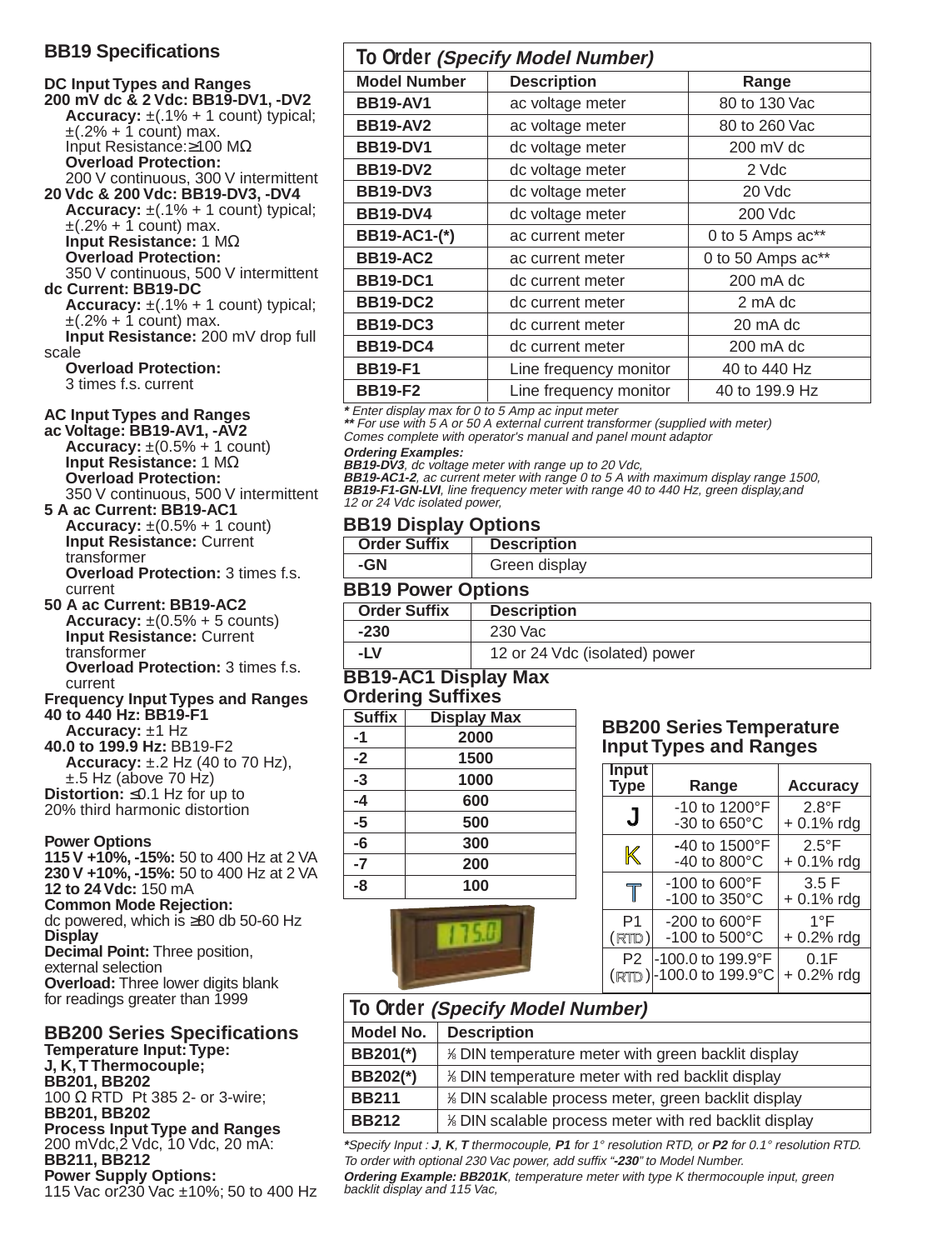## BB19 Specifications

**DC Input Types and Ranges**

**200 mV dc & 2 Vdc: BB19-DV1, -DV2**
**Accuracy:** ±(.1% + 1 count) typical; ±(.2% + 1 count) max.
Input Resistance:≥100 MΩ
**Overload Protection:**
200 V continuous, 300 V intermittent

**20 Vdc & 200 Vdc: BB19-DV3, -DV4**
**Accuracy:** ±(.1% + 1 count) typical; ±(.2% + 1 count) max.
**Input Resistance:** 1 MΩ
**Overload Protection:**
350 V continuous, 500 V intermittent

**dc Current: BB19-DC**
**Accuracy:** ±(.1% + 1 count) typical; ±(.2% + 1 count) max.
**Input Resistance:** 200 mV drop full scale
**Overload Protection:**
3 times f.s. current

**AC Input Types and Ranges**

**ac Voltage: BB19-AV1, -AV2**
**Accuracy:** ±(0.5% + 1 count)
**Input Resistance:** 1 MΩ
**Overload Protection:**
350 V continuous, 500 V intermittent

**5 A ac Current: BB19-AC1**
**Accuracy:** ±(0.5% + 1 count)
**Input Resistance:** Current transformer
**Overload Protection:** 3 times f.s. current

**50 A ac Current: BB19-AC2**
**Accuracy:** ±(0.5% + 5 counts)
**Input Resistance:** Current transformer
**Overload Protection:** 3 times f.s. current

**Frequency Input Types and Ranges**

**40 to 440 Hz: BB19-F1**
**Accuracy:** ±1 Hz

**40.0 to 199.9 Hz:** BB19-F2
**Accuracy:** ±.2 Hz (40 to 70 Hz), ±.5 Hz (above 70 Hz)

**Distortion:** ≤0.1 Hz for up to 20% third harmonic distortion

**Power Options**

**115 V +10%, -15%:** 50 to 400 Hz at 2 VA
**230 V +10%, -15%:** 50 to 400 Hz at 2 VA
**12 to 24 Vdc:** 150 mA
**Common Mode Rejection:**
dc powered, which is ≥80 db 50-60 Hz
**Display**
**Decimal Point:** Three position, external selection
**Overload:** Three lower digits blank for readings greater than 1999

## BB200 Series Specifications

**Temperature Input: Type:**
**J, K, T Thermocouple;**
**BB201, BB202**
100 Ω RTD Pt 385 2- or 3-wire;
**BB201, BB202**
**Process Input Type and Ranges**
200 mVdc, 2 Vdc, 10 Vdc, 20 mA:
**BB211, BB212**
**Power Supply Options:**
115 Vac or 230 Vac ±10%; 50 to 400 Hz

### To Order *(Specify Model Number)*

| Model Number | Description | Range |
|---|---|---|
| **BB19-AV1** | ac voltage meter | 80 to 130 Vac |
| **BB19-AV2** | ac voltage meter | 80 to 260 Vac |
| **BB19-DV1** | dc voltage meter | 200 mV dc |
| **BB19-DV2** | dc voltage meter | 2 Vdc |
| **BB19-DV3** | dc voltage meter | 20 Vdc |
| **BB19-DV4** | dc voltage meter | 200 Vdc |
| **BB19-AC1-(*)** | ac current meter | 0 to 5 Amps ac** |
| **BB19-AC2** | ac current meter | 0 to 50 Amps ac** |
| **BB19-DC1** | dc current meter | 200 mA dc |
| **BB19-DC2** | dc current meter | 2 mA dc |
| **BB19-DC3** | dc current meter | 20 mA dc |
| **BB19-DC4** | dc current meter | 200 mA dc |
| **BB19-F1** | Line frequency monitor | 40 to 440 Hz |
| **BB19-F2** | Line frequency monitor | 40 to 199.9 Hz |

*** Enter display max for 0 to 5 Amp ac input meter*
***** For use with 5 A or 50 A external current transformer (supplied with meter)*
*Comes complete with operator's manual and panel mount adaptor*

***Ordering Examples:***
***BB19-DV3**, dc voltage meter with range up to 20 Vdc,*
***BB19-AC1-2**, ac current meter with range 0 to 5 A with maximum display range 1500,*
***BB19-F1-GN-LVI**, line frequency meter with range 40 to 440 Hz, green display,and 12 or 24 Vdc isolated power,*

### BB19 Display Options

| Order Suffix | Description |
|---|---|
| **-GN** | Green display |

### BB19 Power Options

| Order Suffix | Description |
|---|---|
| **-230** | 230 Vac |
| **-LV** | 12 or 24 Vdc (isolated) power |

### BB19-AC1 Display Max Ordering Suffixes

| Suffix | Display Max |
|---|---|
| **-1** | **2000** |
| **-2** | **1500** |
| **-3** | **1000** |
| **-4** | **600** |
| **-5** | **500** |
| **-6** | **300** |
| **-7** | **200** |
| **-8** | **100** |

### BB200 Series Temperature Input Types and Ranges

| Input Type | Range | Accuracy |
|---|---|---|
| J | -10 to 1200°F<br>-30 to 650°C | 2.8°F<br>+ 0.1% rdg |
| K | -40 to 1500°F<br>-40 to 800°C | 2.5°F<br>+ 0.1% rdg |
| T | -100 to 600°F<br>-100 to 350°C | 3.5 F<br>+ 0.1% rdg |
| P1 (RTD) | -200 to 600°F<br>-100 to 500°C | 1°F<br>+ 0.2% rdg |
| P2 (RTD) | -100.0 to 199.9°F<br>-100.0 to 199.9°C | 0.1F<br>+ 0.2% rdg |

### To Order *(Specify Model Number)*

| Model No. | Description |
|---|---|
| **BB201(*)** | ⅛ DIN temperature meter with green backlit display |
| **BB202(*)** | ⅛ DIN temperature meter with red backlit display |
| **BB211** | ⅛ DIN scalable process meter, green backlit display |
| **BB212** | ⅛ DIN scalable process meter with red backlit display |

****Specify Input : **J**, **K**, **T** thermocouple, **P1** for 1° resolution RTD, or **P2** for 0.1° resolution RTD.*
*To order with optional 230 Vac power, add suffix "**-230**" to Model Number.*
***Ordering Example: BB201K**, temperature meter with type K thermocouple input, green backlit display and 115 Vac,*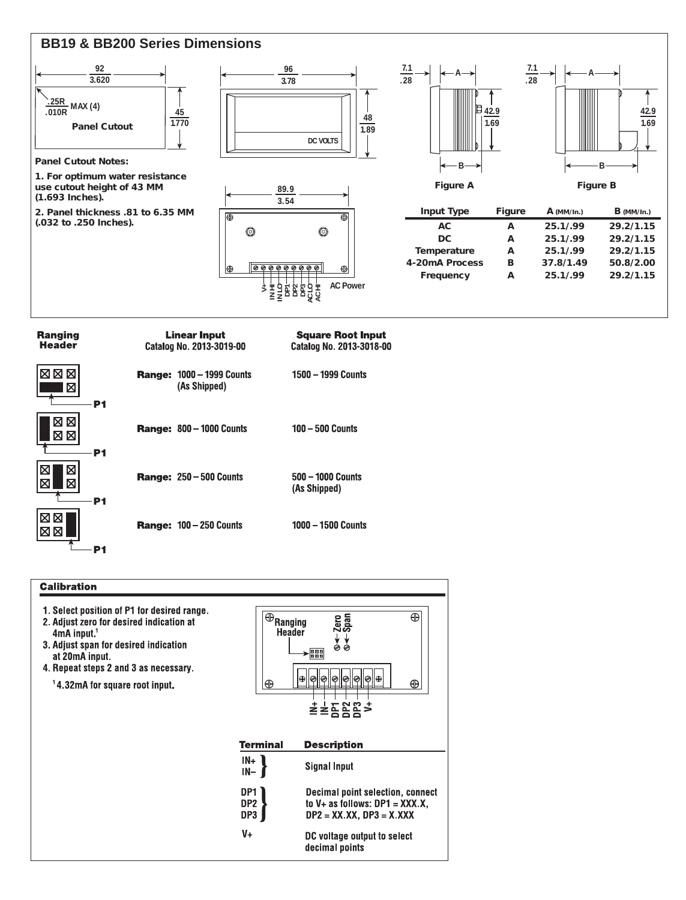## BB19 & BB200 Series Dimensions

92 / 3.620

.25R / .010R MAX (4)

Panel Cutout

45 / 1770

96 / 3.78

48 / 1.89

DC VOLTS

89.9 / 3.54

V+ IN HI IN LO DP1 DP2 DP3 AC LO AC HI AC Power

7.1 / .28 — A — 42.9 / 1.69 — B

Figure A

7.1 / .28 — A — 42.9 / 1.69 — B

Figure B

**Panel Cutout Notes:**

1. For optimum water resistance use cutout height of 43 MM (1.693 Inches).
2. Panel thickness .81 to 6.35 MM (.032 to .250 Inches).

| Input Type | Figure | A (MM/In.) | B (MM/In.) |
|---|---|---|---|
| AC | A | 25.1/.99 | 29.2/1.15 |
| DC | A | 25.1/.99 | 29.2/1.15 |
| Temperature | A | 25.1/.99 | 29.2/1.15 |
| 4-20mA Process | B | 37.8/1.49 | 50.8/2.00 |
| Frequency | A | 25.1/.99 | 29.2/1.15 |

| Ranging Header | Linear Input Catalog No. 2013-3019-00 | Square Root Input Catalog No. 2013-3018-00 |
|---|---|---|
| P1 | **Range:** 1000 – 1999 Counts (As Shipped) | 1500 – 1999 Counts |
| P1 | **Range:** 800 – 1000 Counts | 100 – 500 Counts |
| P1 | **Range:** 250 – 500 Counts | 500 – 1000 Counts (As Shipped) |
| P1 | **Range:** 100 – 250 Counts | 1000 – 1500 Counts |

## Calibration

1. Select position of P1 for desired range.
2. Adjust zero for desired indication at 4mA input.[1]
3. Adjust span for desired indication at 20mA input.
4. Repeat steps 2 and 3 as necessary.

[1] 4.32mA for square root input.

Ranging Header — Zero — Span

IN+ IN– DP1 DP2 DP3 V+

| Terminal | Description |
|---|---|
| IN+, IN– | Signal Input |
| DP1, DP2, DP3 | Decimal point selection, connect to V+ as follows: DP1 = XXX.X, DP2 = XX.XX, DP3 = X.XXX |
| V+ | DC voltage output to select decimal points |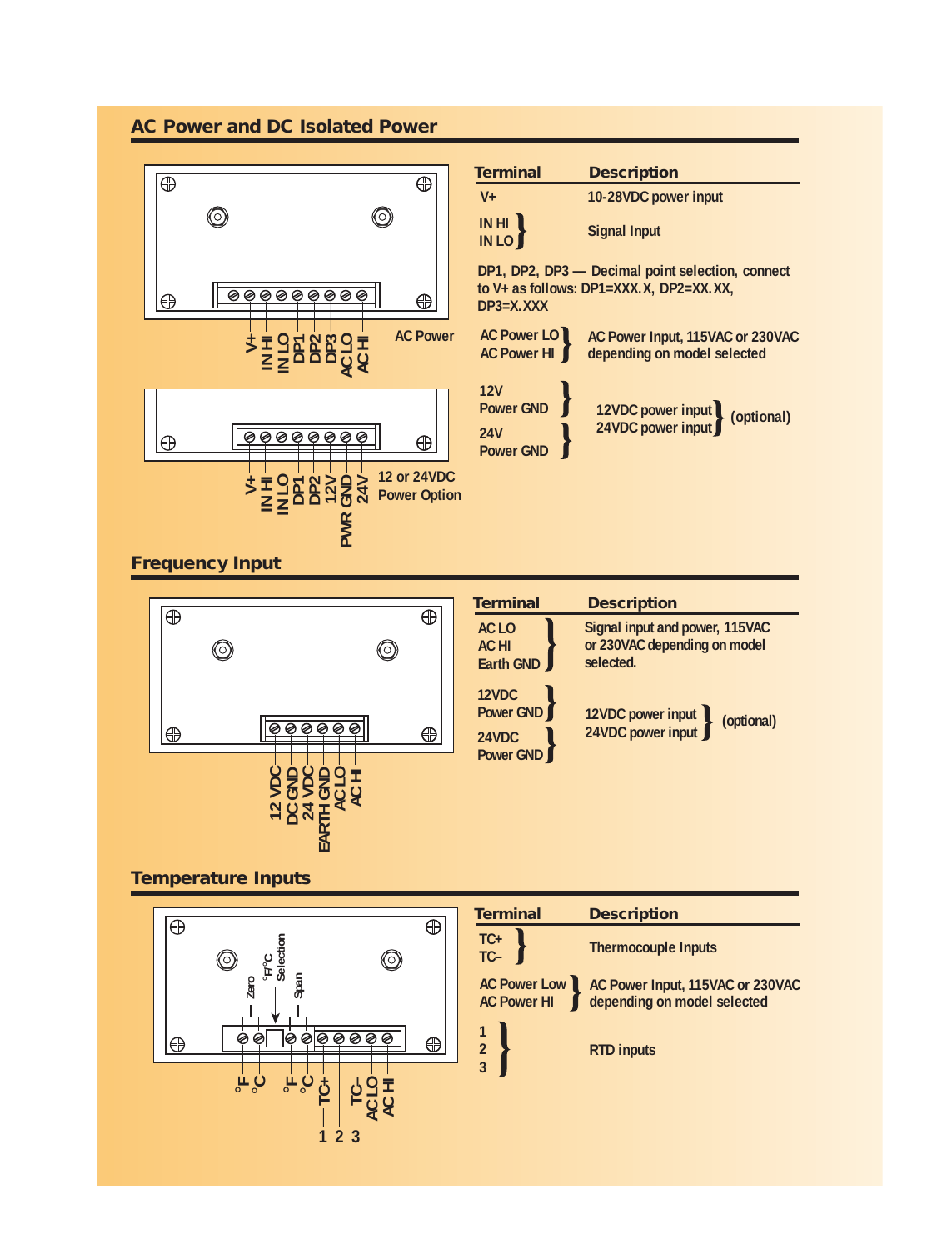## AC Power and DC Isolated Power

AC Power

V+ IN HI IN LO DP1 DP2 DP3 AC LO AC HI

12 or 24VDC Power Option

V+ IN HI IN LO DP1 DP2 12V PWR GND 24V

| Terminal | Description |
|---|---|
| V+ | 10-28VDC power input |
| IN HI, IN LO | Signal Input |

DP1, DP2, DP3 — Decimal point selection, connect to V+ as follows: DP1=XXX.X, DP2=XX.XX, DP3=X.XXX

| Terminal | Description |
|---|---|
| AC Power LO, AC Power HI | AC Power Input, 115VAC or 230VAC depending on model selected |
| 12V, Power GND | 12VDC power input (optional) |
| 24V, Power GND | 24VDC power input (optional) |

## Frequency Input

12 VDC DC GND 24 VDC EARTH GND AC LO AC HI

| Terminal | Description |
|---|---|
| AC LO, AC HI, Earth GND | Signal input and power, 115VAC or 230VAC depending on model selected. |
| 12VDC, Power GND | 12VDC power input (optional) |
| 24VDC, Power GND | 24VDC power input (optional) |

## Temperature Inputs

Zero °F/°C Selection Span

°F °C °F °C TC+ TC– AC LO AC HI

1 2 3

| Terminal | Description |
|---|---|
| TC+, TC– | Thermocouple Inputs |
| AC Power Low, AC Power HI | AC Power Input, 115VAC or 230VAC depending on model selected |
| 1, 2, 3 | RTD inputs |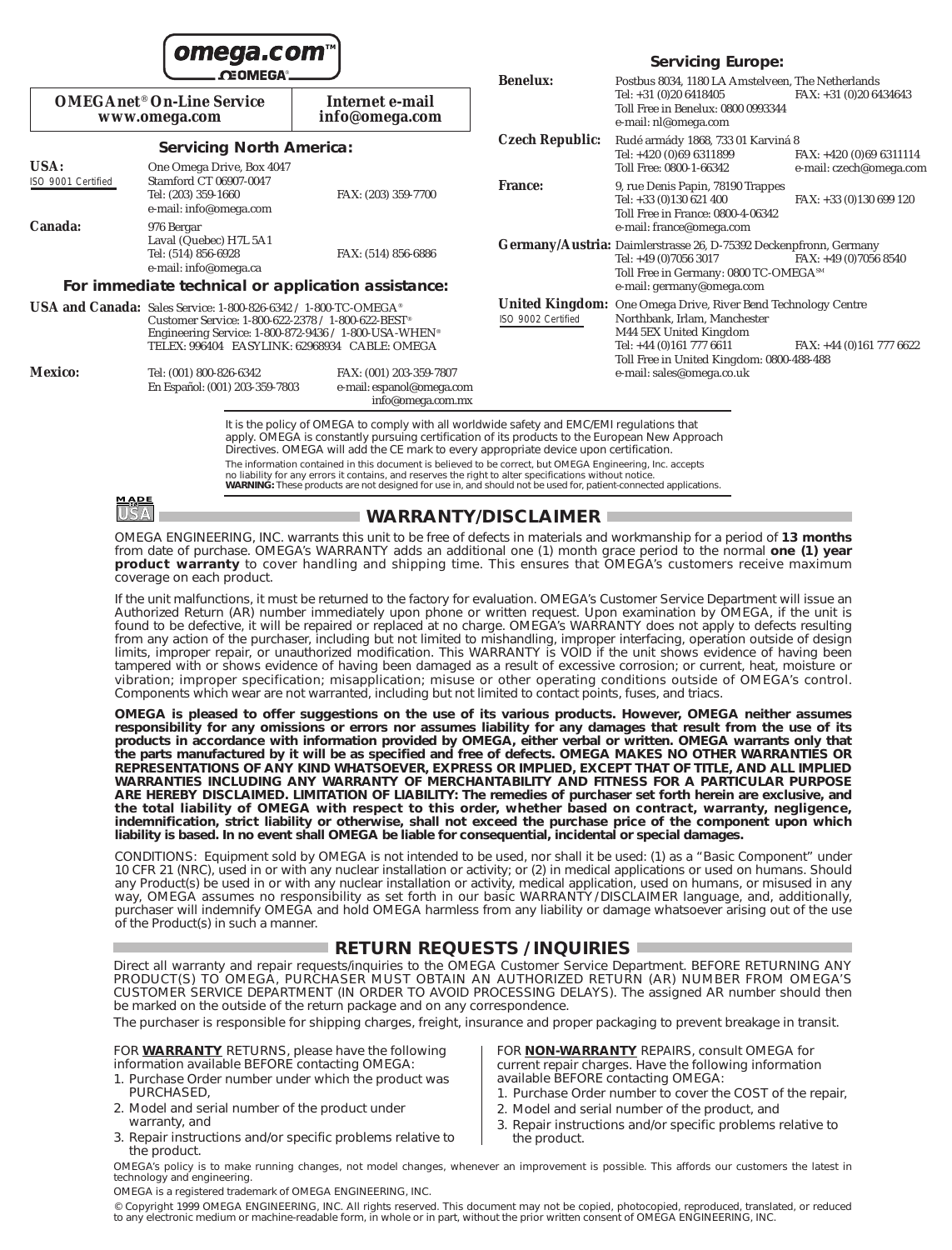omega.com™

OMEGA®

| OMEGAnet® On-Line Service www.omega.com | Internet e-mail info@omega.com |
|---|---|

## Servicing North America:

**USA:**
ISO 9001 Certified
One Omega Drive, Box 4047
Stamford CT 06907-0047
Tel: (203) 359-1660
FAX: (203) 359-7700
e-mail: info@omega.com

**Canada:**
976 Bergar
Laval (Quebec) H7L 5A1
Tel: (514) 856-6928
FAX: (514) 856-6886
e-mail: info@omega.ca

## For immediate technical or application assistance:

**USA and Canada:** Sales Service: 1-800-826-6342 / 1-800-TC-OMEGA®
Customer Service: 1-800-622-2378 / 1-800-622-BEST®
Engineering Service: 1-800-872-9436 / 1-800-USA-WHEN®
TELEX: 996404 EASYLINK: 62968934 CABLE: OMEGA

**Mexico:**
Tel: (001) 800-826-6342
En Español: (001) 203-359-7803
FAX: (001) 203-359-7807
e-mail: espanol@omega.com
info@omega.com.mx

## Servicing Europe:

**Benelux:** Postbus 8034, 1180 LA Amstelveen, The Netherlands
Tel: +31 (0)20 6418405 FAX: +31 (0)20 6434643
Toll Free in Benelux: 0800 0993344
e-mail: nl@omega.com

**Czech Republic:** Rudé armády 1868, 733 01 Karviná 8
Tel: +420 (0)69 6311899 FAX: +420 (0)69 6311114
Toll Free: 0800-1-66342 e-mail: czech@omega.com

**France:** 9, rue Denis Papin, 78190 Trappes
Tel: +33 (0)130 621 400 FAX: +33 (0)130 699 120
Toll Free in France: 0800-4-06342
e-mail: france@omega.com

**Germany/Austria:** Daimlerstrasse 26, D-75392 Deckenpfronn, Germany
Tel: +49 (0)7056 3017 FAX: +49 (0)7056 8540
Toll Free in Germany: 0800 TC-OMEGA℠
e-mail: germany@omega.com

**United Kingdom:**
ISO 9002 Certified
One Omega Drive, River Bend Technology Centre
Northbank, Irlam, Manchester
M44 5EX United Kingdom
Tel: +44 (0)161 777 6611 FAX: +44 (0)161 777 6622
Toll Free in United Kingdom: 0800-488-488
e-mail: sales@omega.co.uk

It is the policy of OMEGA to comply with all worldwide safety and EMC/EMI regulations that apply. OMEGA is constantly pursuing certification of its products to the European New Approach Directives. OMEGA will add the CE mark to every appropriate device upon certification.

The information contained in this document is believed to be correct, but OMEGA Engineering, Inc. accepts no liability for any errors it contains, and reserves the right to alter specifications without notice.
**WARNING:** These products are not designed for use in, and should not be used for, patient-connected applications.

MADE IN USA

## WARRANTY/DISCLAIMER

OMEGA ENGINEERING, INC. warrants this unit to be free of defects in materials and workmanship for a period of **13 months** from date of purchase. OMEGA's WARRANTY adds an additional one (1) month grace period to the normal **one (1) year product warranty** to cover handling and shipping time. This ensures that OMEGA's customers receive maximum coverage on each product.

If the unit malfunctions, it must be returned to the factory for evaluation. OMEGA's Customer Service Department will issue an Authorized Return (AR) number immediately upon phone or written request. Upon examination by OMEGA, if the unit is found to be defective, it will be repaired or replaced at no charge. OMEGA's WARRANTY does not apply to defects resulting from any action of the purchaser, including but not limited to mishandling, improper interfacing, operation outside of design limits, improper repair, or unauthorized modification. This WARRANTY is VOID if the unit shows evidence of having been tampered with or shows evidence of having been damaged as a result of excessive corrosion; or current, heat, moisture or vibration; improper specification; misapplication; misuse or other operating conditions outside of OMEGA's control. Components which wear are not warranted, including but not limited to contact points, fuses, and triacs.

**OMEGA is pleased to offer suggestions on the use of its various products. However, OMEGA neither assumes responsibility for any omissions or errors nor assumes liability for any damages that result from the use of its products in accordance with information provided by OMEGA, either verbal or written. OMEGA warrants only that the parts manufactured by it will be as specified and free of defects. OMEGA MAKES NO OTHER WARRANTIES OR REPRESENTATIONS OF ANY KIND WHATSOEVER, EXPRESS OR IMPLIED, EXCEPT THAT OF TITLE, AND ALL IMPLIED WARRANTIES INCLUDING ANY WARRANTY OF MERCHANTABILITY AND FITNESS FOR A PARTICULAR PURPOSE ARE HEREBY DISCLAIMED. LIMITATION OF LIABILITY: The remedies of purchaser set forth herein are exclusive, and the total liability of OMEGA with respect to this order, whether based on contract, warranty, negligence, indemnification, strict liability or otherwise, shall not exceed the purchase price of the component upon which liability is based. In no event shall OMEGA be liable for consequential, incidental or special damages.**

CONDITIONS: Equipment sold by OMEGA is not intended to be used, nor shall it be used: (1) as a "Basic Component" under 10 CFR 21 (NRC), used in or with any nuclear installation or activity; or (2) in medical applications or used on humans. Should any Product(s) be used in or with any nuclear installation or activity, medical application, used on humans, or misused in any way, OMEGA assumes no responsibility as set forth in our basic WARRANTY/DISCLAIMER language, and, additionally, purchaser will indemnify OMEGA and hold OMEGA harmless from any liability or damage whatsoever arising out of the use of the Product(s) in such a manner.

## RETURN REQUESTS / INQUIRIES

Direct all warranty and repair requests/inquiries to the OMEGA Customer Service Department. BEFORE RETURNING ANY PRODUCT(S) TO OMEGA, PURCHASER MUST OBTAIN AN AUTHORIZED RETURN (AR) NUMBER FROM OMEGA'S CUSTOMER SERVICE DEPARTMENT (IN ORDER TO AVOID PROCESSING DELAYS). The assigned AR number should then be marked on the outside of the return package and on any correspondence.

The purchaser is responsible for shipping charges, freight, insurance and proper packaging to prevent breakage in transit.

FOR **WARRANTY** RETURNS, please have the following information available BEFORE contacting OMEGA:

1. Purchase Order number under which the product was PURCHASED,
2. Model and serial number of the product under warranty, and
3. Repair instructions and/or specific problems relative to the product.

FOR **NON-WARRANTY** REPAIRS, consult OMEGA for current repair charges. Have the following information available BEFORE contacting OMEGA:

1. Purchase Order number to cover the COST of the repair,
2. Model and serial number of the product, and
3. Repair instructions and/or specific problems relative to the product.

OMEGA's policy is to make running changes, not model changes, whenever an improvement is possible. This affords our customers the latest in technology and engineering.

OMEGA is a registered trademark of OMEGA ENGINEERING, INC.

© Copyright 1999 OMEGA ENGINEERING, INC. All rights reserved. This document may not be copied, photocopied, reproduced, translated, or reduced to any electronic medium or machine-readable form, in whole or in part, without the prior written consent of OMEGA ENGINEERING, INC.